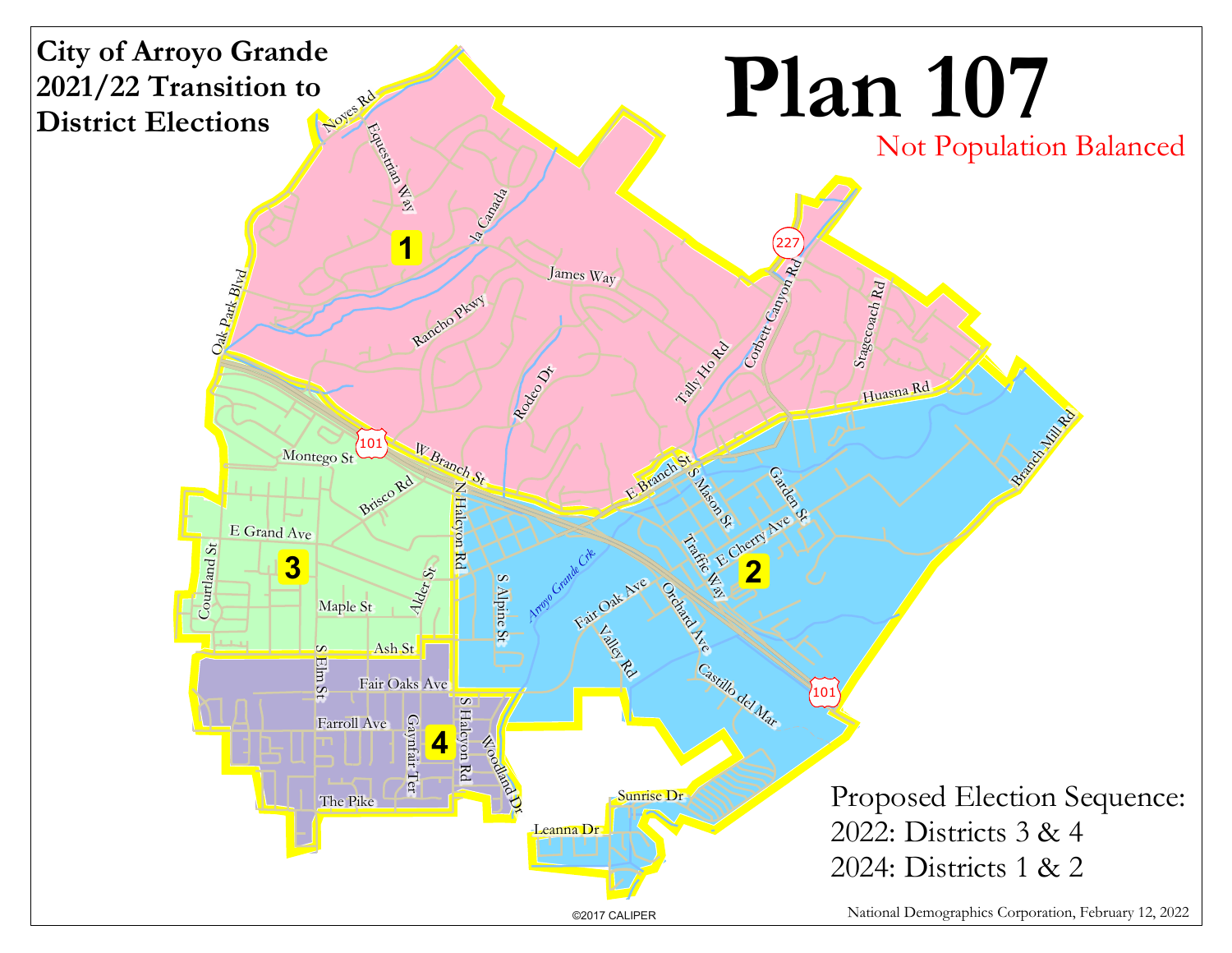# City of Arroyo Grande 2021/22 Transition to District Elections

# Plan 107

Not Population Balanced

Proposed Election Sequence:
2022: Districts 3 & 4
2024: Districts 1 & 2

National Demographics Corporation, February 12, 2022

©2017 CALIPER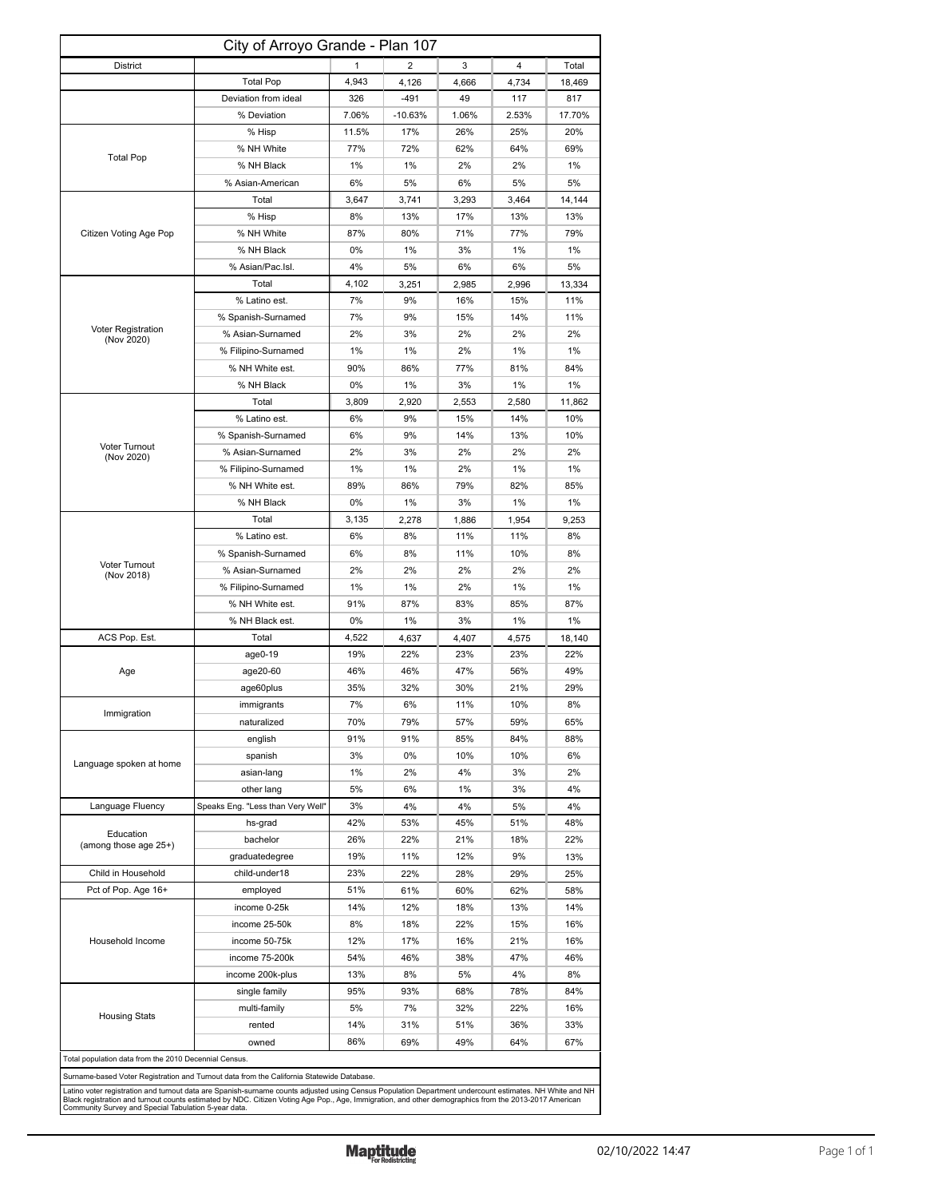# City of Arroyo Grande - Plan 107

| District | | 1 | 2 | 3 | 4 | Total |
|---|---|---|---|---|---|---|
| | Total Pop | 4,943 | 4,126 | 4,666 | 4,734 | 18,469 |
| | Deviation from ideal | 326 | -491 | 49 | 117 | 817 |
| | % Deviation | 7.06% | -10.63% | 1.06% | 2.53% | 17.70% |
| Total Pop | % Hisp | 11.5% | 17% | 26% | 25% | 20% |
| | % NH White | 77% | 72% | 62% | 64% | 69% |
| | % NH Black | 1% | 1% | 2% | 2% | 1% |
| | % Asian-American | 6% | 5% | 6% | 5% | 5% |
| Citizen Voting Age Pop | Total | 3,647 | 3,741 | 3,293 | 3,464 | 14,144 |
| | % Hisp | 8% | 13% | 17% | 13% | 13% |
| | % NH White | 87% | 80% | 71% | 77% | 79% |
| | % NH Black | 0% | 1% | 3% | 1% | 1% |
| | % Asian/Pac.Isl. | 4% | 5% | 6% | 6% | 5% |
| Voter Registration (Nov 2020) | Total | 4,102 | 3,251 | 2,985 | 2,996 | 13,334 |
| | % Latino est. | 7% | 9% | 16% | 15% | 11% |
| | % Spanish-Surnamed | 7% | 9% | 15% | 14% | 11% |
| | % Asian-Surnamed | 2% | 3% | 2% | 2% | 2% |
| | % Filipino-Surnamed | 1% | 1% | 2% | 1% | 1% |
| | % NH White est. | 90% | 86% | 77% | 81% | 84% |
| | % NH Black | 0% | 1% | 3% | 1% | 1% |
| Voter Turnout (Nov 2020) | Total | 3,809 | 2,920 | 2,553 | 2,580 | 11,862 |
| | % Latino est. | 6% | 9% | 15% | 14% | 10% |
| | % Spanish-Surnamed | 6% | 9% | 14% | 13% | 10% |
| | % Asian-Surnamed | 2% | 3% | 2% | 2% | 2% |
| | % Filipino-Surnamed | 1% | 1% | 2% | 1% | 1% |
| | % NH White est. | 89% | 86% | 79% | 82% | 85% |
| | % NH Black | 0% | 1% | 3% | 1% | 1% |
| Voter Turnout (Nov 2018) | Total | 3,135 | 2,278 | 1,886 | 1,954 | 9,253 |
| | % Latino est. | 6% | 8% | 11% | 11% | 8% |
| | % Spanish-Surnamed | 6% | 8% | 11% | 10% | 8% |
| | % Asian-Surnamed | 2% | 2% | 2% | 2% | 2% |
| | % Filipino-Surnamed | 1% | 1% | 2% | 1% | 1% |
| | % NH White est. | 91% | 87% | 83% | 85% | 87% |
| | % NH Black est. | 0% | 1% | 3% | 1% | 1% |
| ACS Pop. Est. | Total | 4,522 | 4,637 | 4,407 | 4,575 | 18,140 |
| Age | age0-19 | 19% | 22% | 23% | 23% | 22% |
| | age20-60 | 46% | 46% | 47% | 56% | 49% |
| | age60plus | 35% | 32% | 30% | 21% | 29% |
| Immigration | immigrants | 7% | 6% | 11% | 10% | 8% |
| | naturalized | 70% | 79% | 57% | 59% | 65% |
| Language spoken at home | english | 91% | 91% | 85% | 84% | 88% |
| | spanish | 3% | 0% | 10% | 10% | 6% |
| | asian-lang | 1% | 2% | 4% | 3% | 2% |
| | other lang | 5% | 6% | 1% | 3% | 4% |
| Language Fluency | Speaks Eng. "Less than Very Well" | 3% | 4% | 4% | 5% | 4% |
| Education (among those age 25+) | hs-grad | 42% | 53% | 45% | 51% | 48% |
| | bachelor | 26% | 22% | 21% | 18% | 22% |
| | graduatedegree | 19% | 11% | 12% | 9% | 13% |
| Child in Household | child-under18 | 23% | 22% | 28% | 29% | 25% |
| Pct of Pop. Age 16+ | employed | 51% | 61% | 60% | 62% | 58% |
| Household Income | income 0-25k | 14% | 12% | 18% | 13% | 14% |
| | income 25-50k | 8% | 18% | 22% | 15% | 16% |
| | income 50-75k | 12% | 17% | 16% | 21% | 16% |
| | income 75-200k | 54% | 46% | 38% | 47% | 46% |
| | income 200k-plus | 13% | 8% | 5% | 4% | 8% |
| Housing Stats | single family | 95% | 93% | 68% | 78% | 84% |
| | multi-family | 5% | 7% | 32% | 22% | 16% |
| | rented | 14% | 31% | 51% | 36% | 33% |
| | owned | 86% | 69% | 49% | 64% | 67% |

Total population data from the 2010 Decennial Census.

Surname-based Voter Registration and Turnout data from the California Statewide Database.

Latino voter registration and turnout data are Spanish-surname counts adjusted using Census Population Department undercount estimates. NH White and NH Black registration and turnout counts estimated by NDC. Citizen Voting Age Pop., Age, Immigration, and other demographics from the 2013-2017 American Community Survey and Special Tabulation 5-year data.

Maptitude For Redistricting

02/10/2022 14:47